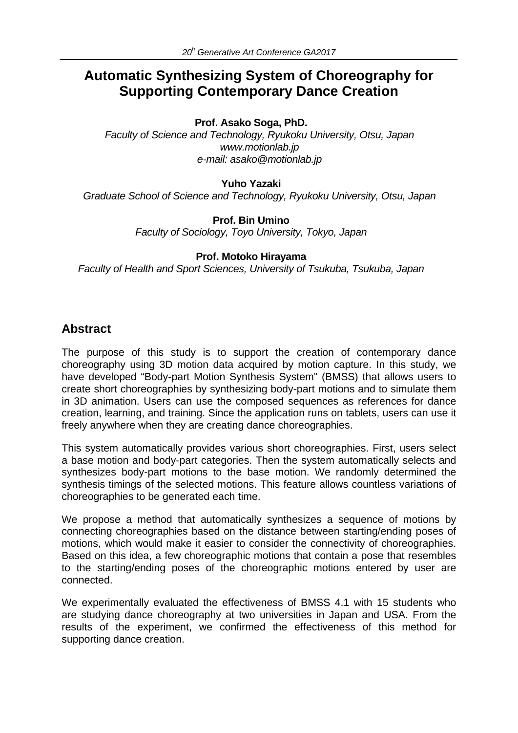# Automatic Synthesizing System of Choreography for Supporting Contemporary Dance Creation

**Prof. Asako Soga, PhD.**

*Faculty of Science and Technology, Ryukoku University, Otsu, Japan*
*www.motionlab.jp*
*e-mail: asako@motionlab.jp*

**Yuho Yazaki**

*Graduate School of Science and Technology, Ryukoku University, Otsu, Japan*

**Prof. Bin Umino**

*Faculty of Sociology, Toyo University, Tokyo, Japan*

**Prof. Motoko Hirayama**

*Faculty of Health and Sport Sciences, University of Tsukuba, Tsukuba, Japan*

## Abstract

The purpose of this study is to support the creation of contemporary dance choreography using 3D motion data acquired by motion capture. In this study, we have developed "Body-part Motion Synthesis System" (BMSS) that allows users to create short choreographies by synthesizing body-part motions and to simulate them in 3D animation. Users can use the composed sequences as references for dance creation, learning, and training. Since the application runs on tablets, users can use it freely anywhere when they are creating dance choreographies.

This system automatically provides various short choreographies. First, users select a base motion and body-part categories. Then the system automatically selects and synthesizes body-part motions to the base motion. We randomly determined the synthesis timings of the selected motions. This feature allows countless variations of choreographies to be generated each time.

We propose a method that automatically synthesizes a sequence of motions by connecting choreographies based on the distance between starting/ending poses of motions, which would make it easier to consider the connectivity of choreographies. Based on this idea, a few choreographic motions that contain a pose that resembles to the starting/ending poses of the choreographic motions entered by user are connected.

We experimentally evaluated the effectiveness of BMSS 4.1 with 15 students who are studying dance choreography at two universities in Japan and USA. From the results of the experiment, we confirmed the effectiveness of this method for supporting dance creation.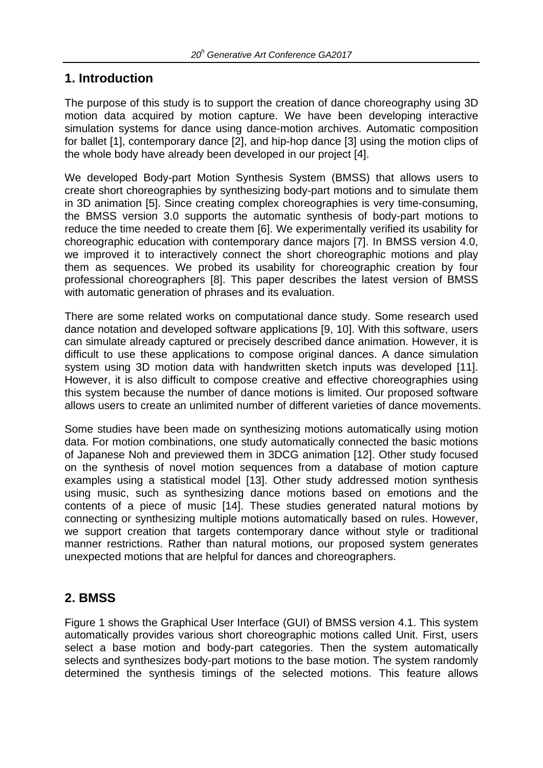## 1. Introduction

The purpose of this study is to support the creation of dance choreography using 3D motion data acquired by motion capture. We have been developing interactive simulation systems for dance using dance-motion archives. Automatic composition for ballet [1], contemporary dance [2], and hip-hop dance [3] using the motion clips of the whole body have already been developed in our project [4].

We developed Body-part Motion Synthesis System (BMSS) that allows users to create short choreographies by synthesizing body-part motions and to simulate them in 3D animation [5]. Since creating complex choreographies is very time-consuming, the BMSS version 3.0 supports the automatic synthesis of body-part motions to reduce the time needed to create them [6]. We experimentally verified its usability for choreographic education with contemporary dance majors [7]. In BMSS version 4.0, we improved it to interactively connect the short choreographic motions and play them as sequences. We probed its usability for choreographic creation by four professional choreographers [8]. This paper describes the latest version of BMSS with automatic generation of phrases and its evaluation.

There are some related works on computational dance study. Some research used dance notation and developed software applications [9, 10]. With this software, users can simulate already captured or precisely described dance animation. However, it is difficult to use these applications to compose original dances. A dance simulation system using 3D motion data with handwritten sketch inputs was developed [11]. However, it is also difficult to compose creative and effective choreographies using this system because the number of dance motions is limited. Our proposed software allows users to create an unlimited number of different varieties of dance movements.

Some studies have been made on synthesizing motions automatically using motion data. For motion combinations, one study automatically connected the basic motions of Japanese Noh and previewed them in 3DCG animation [12]. Other study focused on the synthesis of novel motion sequences from a database of motion capture examples using a statistical model [13]. Other study addressed motion synthesis using music, such as synthesizing dance motions based on emotions and the contents of a piece of music [14]. These studies generated natural motions by connecting or synthesizing multiple motions automatically based on rules. However, we support creation that targets contemporary dance without style or traditional manner restrictions. Rather than natural motions, our proposed system generates unexpected motions that are helpful for dances and choreographers.

## 2. BMSS

Figure 1 shows the Graphical User Interface (GUI) of BMSS version 4.1. This system automatically provides various short choreographic motions called Unit. First, users select a base motion and body-part categories. Then the system automatically selects and synthesizes body-part motions to the base motion. The system randomly determined the synthesis timings of the selected motions. This feature allows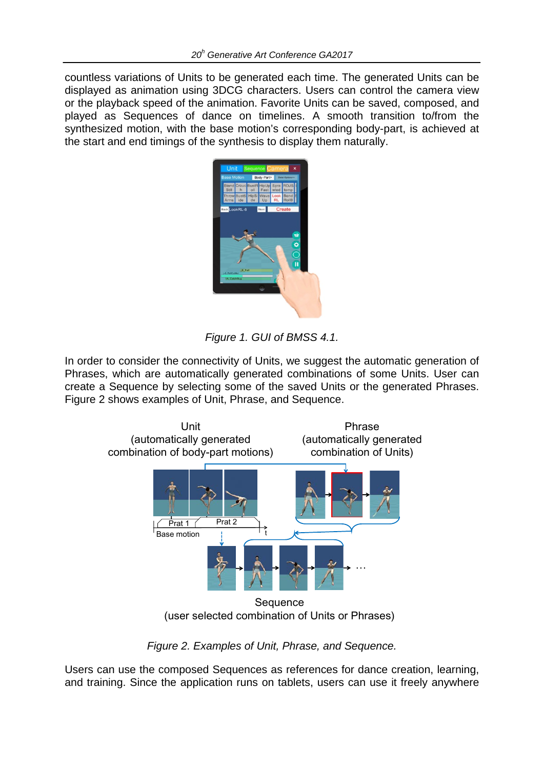countless variations of Units to be generated each time. The generated Units can be displayed as animation using 3DCG characters. Users can control the camera view or the playback speed of the animation. Favorite Units can be saved, composed, and played as Sequences of dance on timelines. A smooth transition to/from the synthesized motion, with the base motion's corresponding body-part, is achieved at the start and end timings of the synthesis to display them naturally.

*Figure 1. GUI of BMSS 4.1.*

In order to consider the connectivity of Units, we suggest the automatic generation of Phrases, which are automatically generated combinations of some Units. User can create a Sequence by selecting some of the saved Units or the generated Phrases. Figure 2 shows examples of Unit, Phrase, and Sequence.

*Figure 2. Examples of Unit, Phrase, and Sequence.*

Users can use the composed Sequences as references for dance creation, learning, and training. Since the application runs on tablets, users can use it freely anywhere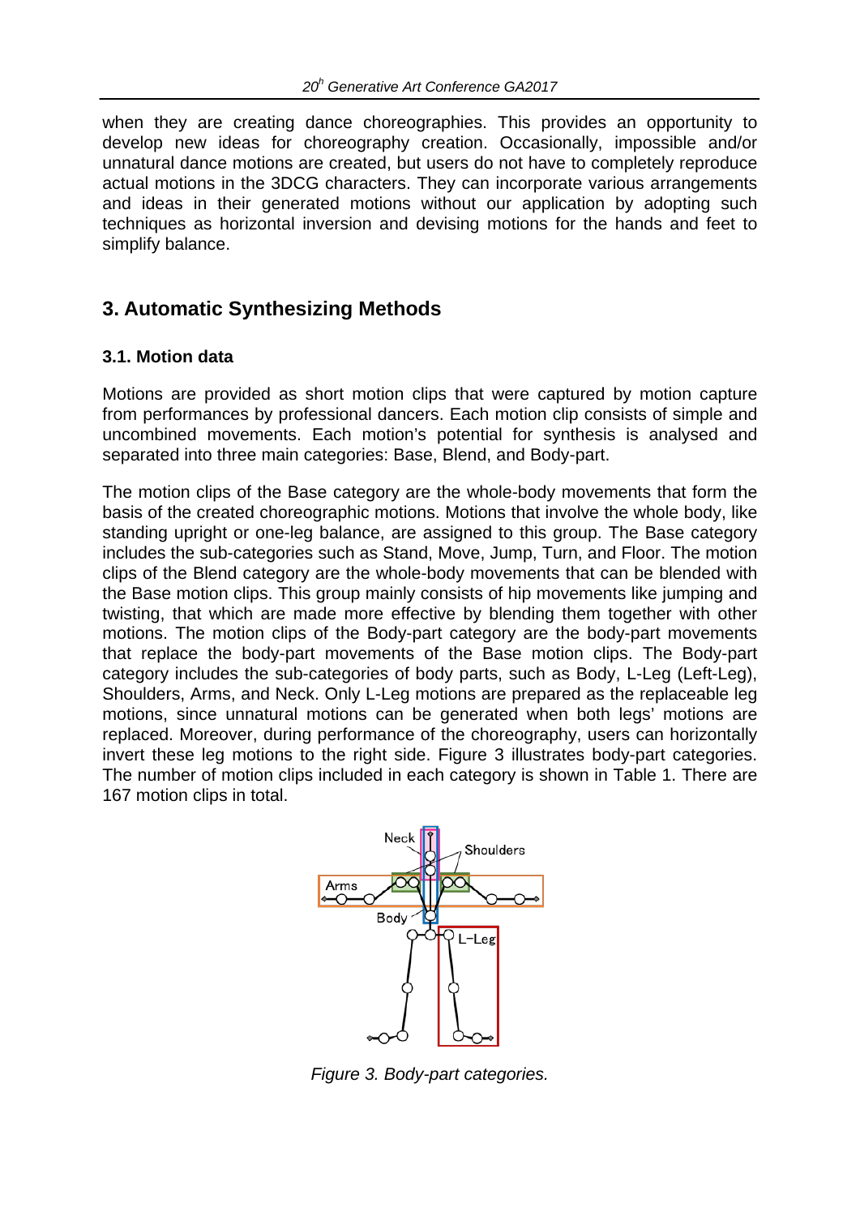when they are creating dance choreographies. This provides an opportunity to develop new ideas for choreography creation. Occasionally, impossible and/or unnatural dance motions are created, but users do not have to completely reproduce actual motions in the 3DCG characters. They can incorporate various arrangements and ideas in their generated motions without our application by adopting such techniques as horizontal inversion and devising motions for the hands and feet to simplify balance.

## 3. Automatic Synthesizing Methods

### 3.1. Motion data

Motions are provided as short motion clips that were captured by motion capture from performances by professional dancers. Each motion clip consists of simple and uncombined movements. Each motion's potential for synthesis is analysed and separated into three main categories: Base, Blend, and Body-part.

The motion clips of the Base category are the whole-body movements that form the basis of the created choreographic motions. Motions that involve the whole body, like standing upright or one-leg balance, are assigned to this group. The Base category includes the sub-categories such as Stand, Move, Jump, Turn, and Floor. The motion clips of the Blend category are the whole-body movements that can be blended with the Base motion clips. This group mainly consists of hip movements like jumping and twisting, that which are made more effective by blending them together with other motions. The motion clips of the Body-part category are the body-part movements that replace the body-part movements of the Base motion clips. The Body-part category includes the sub-categories of body parts, such as Body, L-Leg (Left-Leg), Shoulders, Arms, and Neck. Only L-Leg motions are prepared as the replaceable leg motions, since unnatural motions can be generated when both legs' motions are replaced. Moreover, during performance of the choreography, users can horizontally invert these leg motions to the right side. Figure 3 illustrates body-part categories. The number of motion clips included in each category is shown in Table 1. There are 167 motion clips in total.

*Figure 3. Body-part categories.*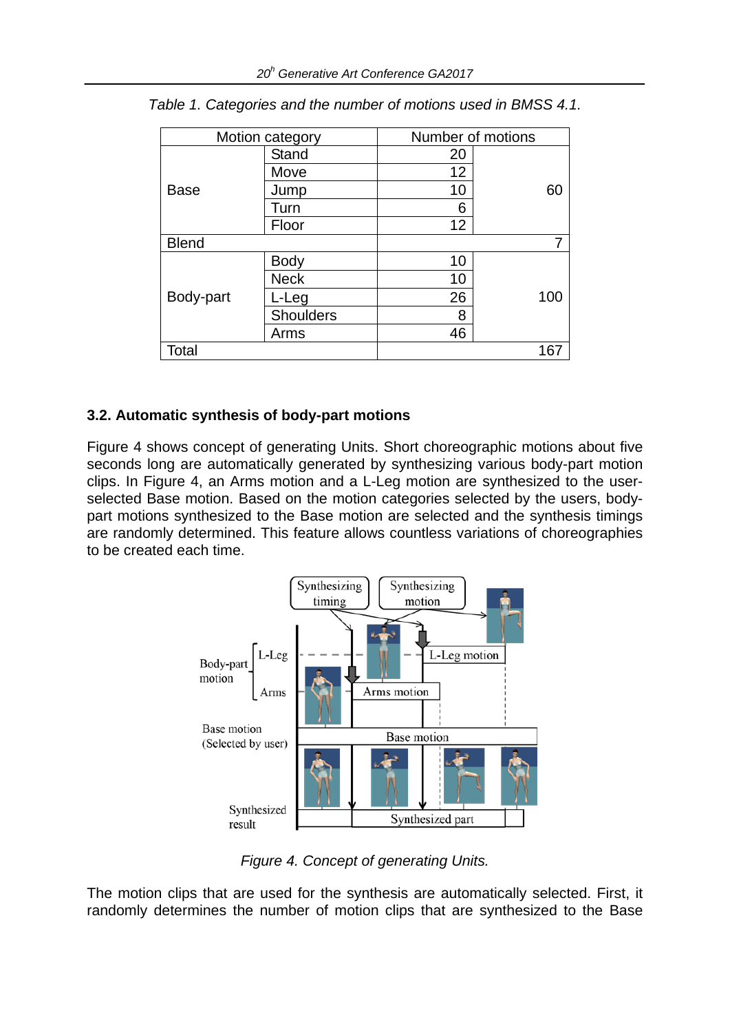*Table 1. Categories and the number of motions used in BMSS 4.1.*

| Motion category | | Number of motions | |
|---|---|---|---|
| Base | Stand | 20 | 60 |
| | Move | 12 | |
| | Jump | 10 | |
| | Turn | 6 | |
| | Floor | 12 | |
| Blend | | | 7 |
| Body-part | Body | 10 | 100 |
| | Neck | 10 | |
| | L-Leg | 26 | |
| | Shoulders | 8 | |
| | Arms | 46 | |
| Total | | | 167 |

### 3.2. Automatic synthesis of body-part motions

Figure 4 shows concept of generating Units. Short choreographic motions about five seconds long are automatically generated by synthesizing various body-part motion clips. In Figure 4, an Arms motion and a L-Leg motion are synthesized to the user-selected Base motion. Based on the motion categories selected by the users, body-part motions synthesized to the Base motion are selected and the synthesis timings are randomly determined. This feature allows countless variations of choreographies to be created each time.

*Figure 4. Concept of generating Units.*

The motion clips that are used for the synthesis are automatically selected. First, it randomly determines the number of motion clips that are synthesized to the Base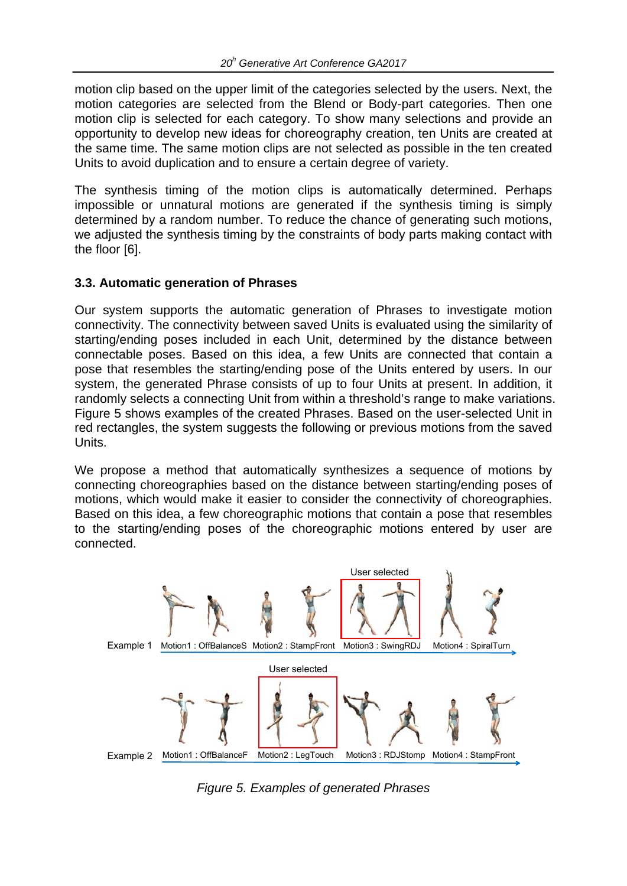motion clip based on the upper limit of the categories selected by the users. Next, the motion categories are selected from the Blend or Body-part categories. Then one motion clip is selected for each category. To show many selections and provide an opportunity to develop new ideas for choreography creation, ten Units are created at the same time. The same motion clips are not selected as possible in the ten created Units to avoid duplication and to ensure a certain degree of variety.

The synthesis timing of the motion clips is automatically determined. Perhaps impossible or unnatural motions are generated if the synthesis timing is simply determined by a random number. To reduce the chance of generating such motions, we adjusted the synthesis timing by the constraints of body parts making contact with the floor [6].

### 3.3. Automatic generation of Phrases

Our system supports the automatic generation of Phrases to investigate motion connectivity. The connectivity between saved Units is evaluated using the similarity of starting/ending poses included in each Unit, determined by the distance between connectable poses. Based on this idea, a few Units are connected that contain a pose that resembles the starting/ending pose of the Units entered by users. In our system, the generated Phrase consists of up to four Units at present. In addition, it randomly selects a connecting Unit from within a threshold's range to make variations. Figure 5 shows examples of the created Phrases. Based on the user-selected Unit in red rectangles, the system suggests the following or previous motions from the saved Units.

We propose a method that automatically synthesizes a sequence of motions by connecting choreographies based on the distance between starting/ending poses of motions, which would make it easier to consider the connectivity of choreographies. Based on this idea, a few choreographic motions that contain a pose that resembles to the starting/ending poses of the choreographic motions entered by user are connected.

User selected

Example 1 Motion1 : OffBalanceS Motion2 : StampFront Motion3 : SwingRDJ Motion4 : SpiralTurn

User selected

Example 2 Motion1 : OffBalanceF Motion2 : LegTouch Motion3 : RDJStomp Motion4 : StampFront

*Figure 5. Examples of generated Phrases*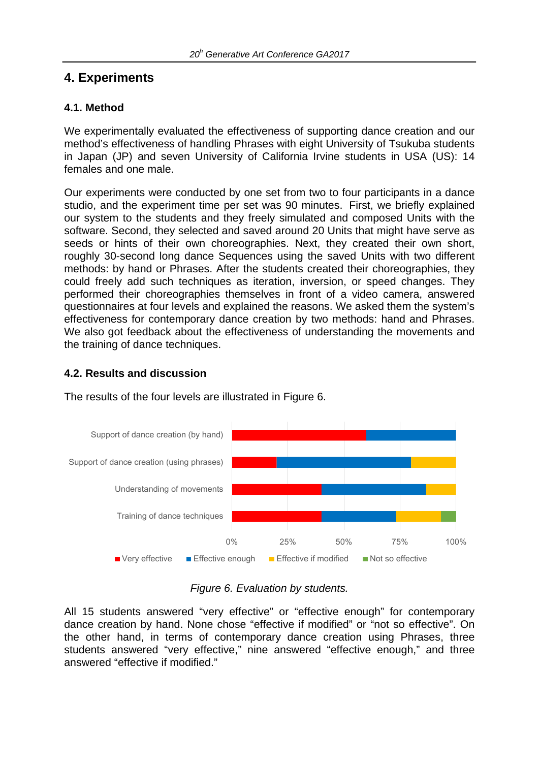# 4. Experiments

## 4.1. Method

We experimentally evaluated the effectiveness of supporting dance creation and our method's effectiveness of handling Phrases with eight University of Tsukuba students in Japan (JP) and seven University of California Irvine students in USA (US): 14 females and one male.

Our experiments were conducted by one set from two to four participants in a dance studio, and the experiment time per set was 90 minutes. First, we briefly explained our system to the students and they freely simulated and composed Units with the software. Second, they selected and saved around 20 Units that might have serve as seeds or hints of their own choreographies. Next, they created their own short, roughly 30-second long dance Sequences using the saved Units with two different methods: by hand or Phrases. After the students created their choreographies, they could freely add such techniques as iteration, inversion, or speed changes. They performed their choreographies themselves in front of a video camera, answered questionnaires at four levels and explained the reasons. We asked them the system's effectiveness for contemporary dance creation by two methods: hand and Phrases. We also got feedback about the effectiveness of understanding the movements and the training of dance techniques.

## 4.2. Results and discussion

The results of the four levels are illustrated in Figure 6.

*Figure 6. Evaluation by students.*

All 15 students answered "very effective" or "effective enough" for contemporary dance creation by hand. None chose "effective if modified" or "not so effective". On the other hand, in terms of contemporary dance creation using Phrases, three students answered "very effective," nine answered "effective enough," and three answered "effective if modified."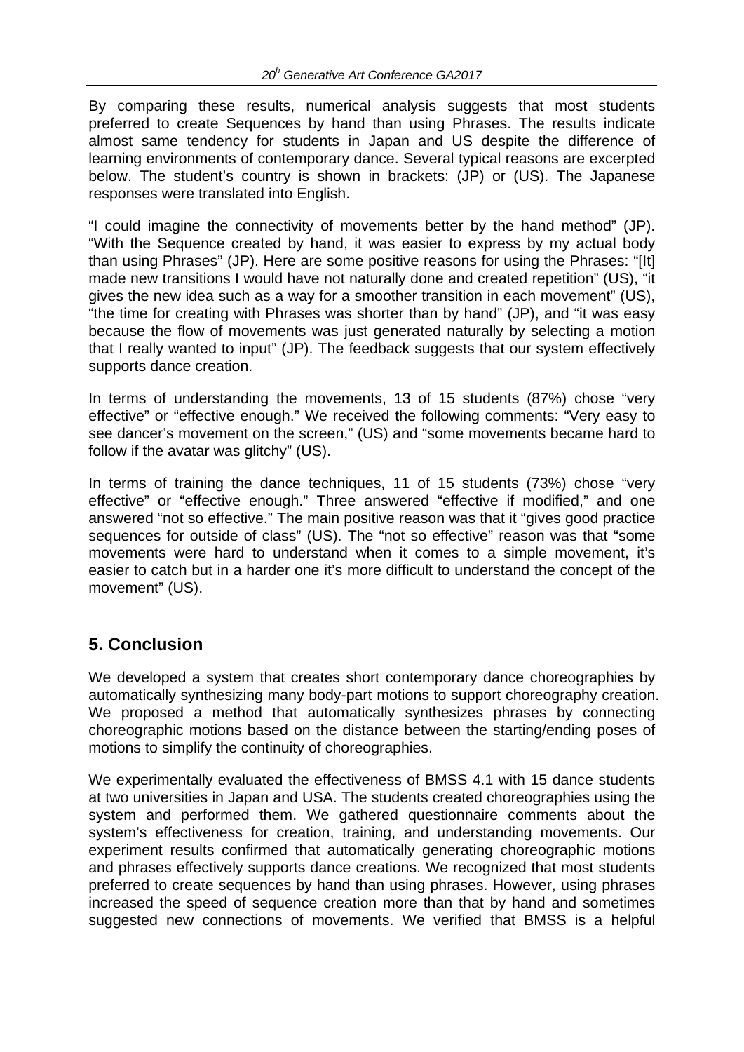By comparing these results, numerical analysis suggests that most students preferred to create Sequences by hand than using Phrases. The results indicate almost same tendency for students in Japan and US despite the difference of learning environments of contemporary dance. Several typical reasons are excerpted below. The student's country is shown in brackets: (JP) or (US). The Japanese responses were translated into English.

"I could imagine the connectivity of movements better by the hand method" (JP). "With the Sequence created by hand, it was easier to express by my actual body than using Phrases" (JP). Here are some positive reasons for using the Phrases: "[It] made new transitions I would have not naturally done and created repetition" (US), "it gives the new idea such as a way for a smoother transition in each movement" (US), "the time for creating with Phrases was shorter than by hand" (JP), and "it was easy because the flow of movements was just generated naturally by selecting a motion that I really wanted to input" (JP). The feedback suggests that our system effectively supports dance creation.

In terms of understanding the movements, 13 of 15 students (87%) chose "very effective" or "effective enough." We received the following comments: "Very easy to see dancer's movement on the screen," (US) and "some movements became hard to follow if the avatar was glitchy" (US).

In terms of training the dance techniques, 11 of 15 students (73%) chose "very effective" or "effective enough." Three answered "effective if modified," and one answered "not so effective." The main positive reason was that it "gives good practice sequences for outside of class" (US). The "not so effective" reason was that "some movements were hard to understand when it comes to a simple movement, it's easier to catch but in a harder one it's more difficult to understand the concept of the movement" (US).

## 5. Conclusion

We developed a system that creates short contemporary dance choreographies by automatically synthesizing many body-part motions to support choreography creation. We proposed a method that automatically synthesizes phrases by connecting choreographic motions based on the distance between the starting/ending poses of motions to simplify the continuity of choreographies.

We experimentally evaluated the effectiveness of BMSS 4.1 with 15 dance students at two universities in Japan and USA. The students created choreographies using the system and performed them. We gathered questionnaire comments about the system's effectiveness for creation, training, and understanding movements. Our experiment results confirmed that automatically generating choreographic motions and phrases effectively supports dance creations. We recognized that most students preferred to create sequences by hand than using phrases. However, using phrases increased the speed of sequence creation more than that by hand and sometimes suggested new connections of movements. We verified that BMSS is a helpful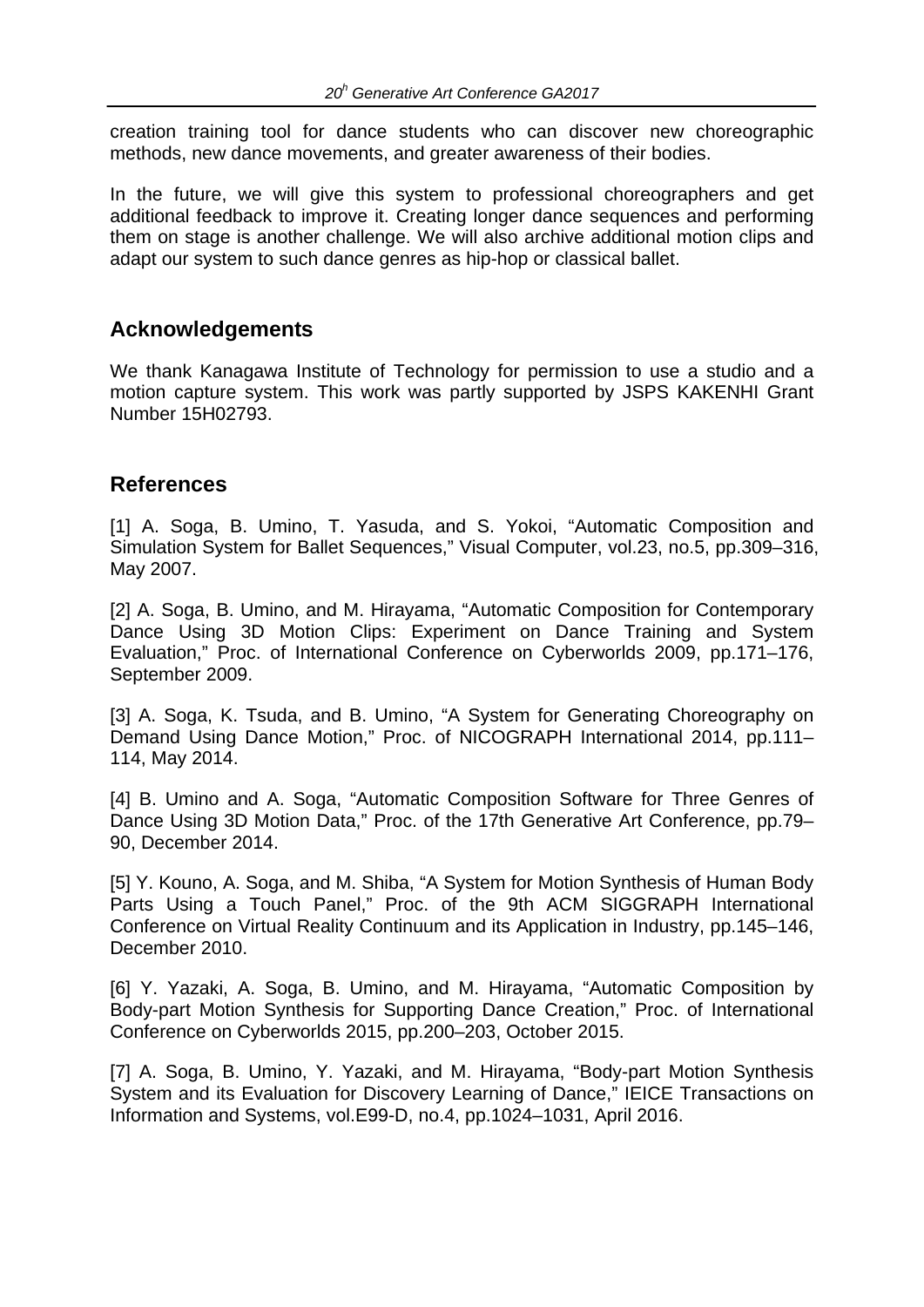creation training tool for dance students who can discover new choreographic methods, new dance movements, and greater awareness of their bodies.

In the future, we will give this system to professional choreographers and get additional feedback to improve it. Creating longer dance sequences and performing them on stage is another challenge. We will also archive additional motion clips and adapt our system to such dance genres as hip-hop or classical ballet.

## Acknowledgements

We thank Kanagawa Institute of Technology for permission to use a studio and a motion capture system. This work was partly supported by JSPS KAKENHI Grant Number 15H02793.

## References

[1] A. Soga, B. Umino, T. Yasuda, and S. Yokoi, "Automatic Composition and Simulation System for Ballet Sequences," Visual Computer, vol.23, no.5, pp.309–316, May 2007.

[2] A. Soga, B. Umino, and M. Hirayama, "Automatic Composition for Contemporary Dance Using 3D Motion Clips: Experiment on Dance Training and System Evaluation," Proc. of International Conference on Cyberworlds 2009, pp.171–176, September 2009.

[3] A. Soga, K. Tsuda, and B. Umino, "A System for Generating Choreography on Demand Using Dance Motion," Proc. of NICOGRAPH International 2014, pp.111–114, May 2014.

[4] B. Umino and A. Soga, "Automatic Composition Software for Three Genres of Dance Using 3D Motion Data," Proc. of the 17th Generative Art Conference, pp.79–90, December 2014.

[5] Y. Kouno, A. Soga, and M. Shiba, "A System for Motion Synthesis of Human Body Parts Using a Touch Panel," Proc. of the 9th ACM SIGGRAPH International Conference on Virtual Reality Continuum and its Application in Industry, pp.145–146, December 2010.

[6] Y. Yazaki, A. Soga, B. Umino, and M. Hirayama, "Automatic Composition by Body-part Motion Synthesis for Supporting Dance Creation," Proc. of International Conference on Cyberworlds 2015, pp.200–203, October 2015.

[7] A. Soga, B. Umino, Y. Yazaki, and M. Hirayama, "Body-part Motion Synthesis System and its Evaluation for Discovery Learning of Dance," IEICE Transactions on Information and Systems, vol.E99-D, no.4, pp.1024–1031, April 2016.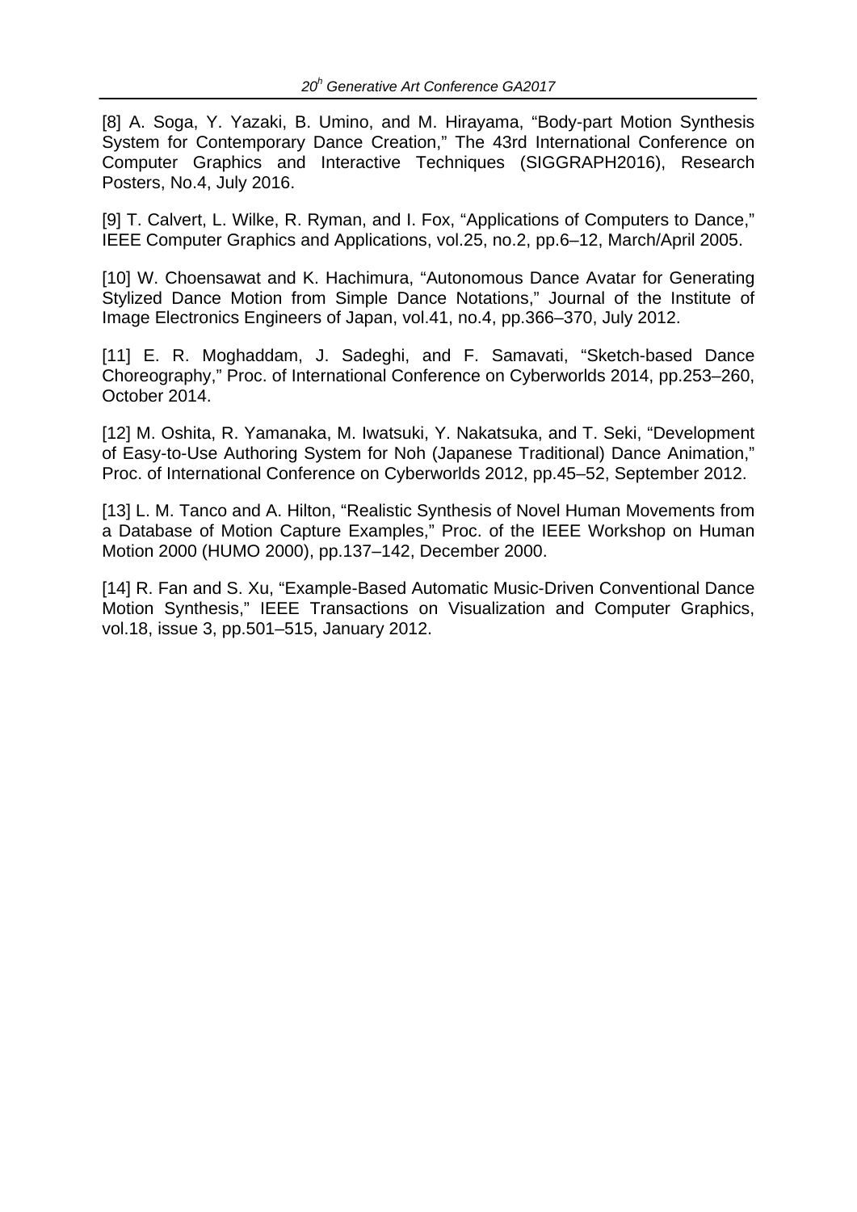[8] A. Soga, Y. Yazaki, B. Umino, and M. Hirayama, “Body-part Motion Synthesis System for Contemporary Dance Creation,” The 43rd International Conference on Computer Graphics and Interactive Techniques (SIGGRAPH2016), Research Posters, No.4, July 2016.

[9] T. Calvert, L. Wilke, R. Ryman, and I. Fox, “Applications of Computers to Dance,” IEEE Computer Graphics and Applications, vol.25, no.2, pp.6–12, March/April 2005.

[10] W. Choensawat and K. Hachimura, “Autonomous Dance Avatar for Generating Stylized Dance Motion from Simple Dance Notations,” Journal of the Institute of Image Electronics Engineers of Japan, vol.41, no.4, pp.366–370, July 2012.

[11] E. R. Moghaddam, J. Sadeghi, and F. Samavati, “Sketch-based Dance Choreography,” Proc. of International Conference on Cyberworlds 2014, pp.253–260, October 2014.

[12] M. Oshita, R. Yamanaka, M. Iwatsuki, Y. Nakatsuka, and T. Seki, “Development of Easy-to-Use Authoring System for Noh (Japanese Traditional) Dance Animation,” Proc. of International Conference on Cyberworlds 2012, pp.45–52, September 2012.

[13] L. M. Tanco and A. Hilton, “Realistic Synthesis of Novel Human Movements from a Database of Motion Capture Examples,” Proc. of the IEEE Workshop on Human Motion 2000 (HUMO 2000), pp.137–142, December 2000.

[14] R. Fan and S. Xu, “Example-Based Automatic Music-Driven Conventional Dance Motion Synthesis,” IEEE Transactions on Visualization and Computer Graphics, vol.18, issue 3, pp.501–515, January 2012.